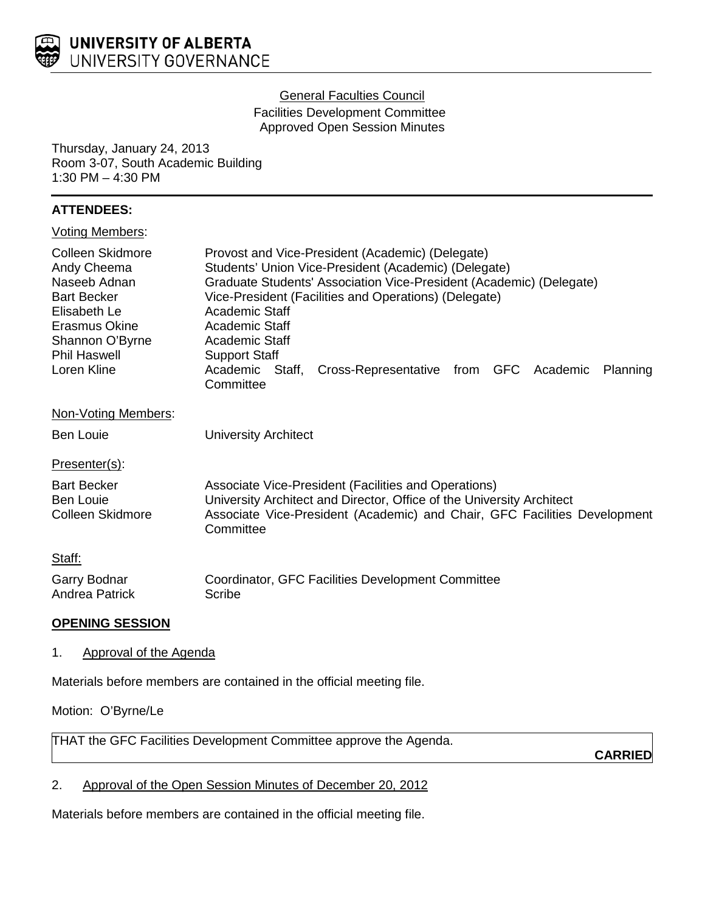**UNIVERSITY OF ALBERTA**
UNIVERSITY GOVERNANCE

General Faculties Council
Facilities Development Committee
Approved Open Session Minutes

Thursday, January 24, 2013
Room 3-07, South Academic Building
1:30 PM – 4:30 PM

## ATTENDEES:

Voting Members:

| | |
|---|---|
| Colleen Skidmore | Provost and Vice-President (Academic) (Delegate) |
| Andy Cheema | Students' Union Vice-President (Academic) (Delegate) |
| Naseeb Adnan | Graduate Students' Association Vice-President (Academic) (Delegate) |
| Bart Becker | Vice-President (Facilities and Operations) (Delegate) |
| Elisabeth Le | Academic Staff |
| Erasmus Okine | Academic Staff |
| Shannon O'Byrne | Academic Staff |
| Phil Haswell | Support Staff |
| Loren Kline | Academic Staff, Cross-Representative from GFC Academic Planning Committee |

Non-Voting Members:

| | |
|---|---|
| Ben Louie | University Architect |

Presenter(s):

| | |
|---|---|
| Bart Becker | Associate Vice-President (Facilities and Operations) |
| Ben Louie | University Architect and Director, Office of the University Architect |
| Colleen Skidmore | Associate Vice-President (Academic) and Chair, GFC Facilities Development Committee |

Staff:

| | |
|---|---|
| Garry Bodnar | Coordinator, GFC Facilities Development Committee |
| Andrea Patrick | Scribe |

## OPENING SESSION

1. Approval of the Agenda

Materials before members are contained in the official meeting file.

Motion: O'Byrne/Le

THAT the GFC Facilities Development Committee approve the Agenda.

**CARRIED**

2. Approval of the Open Session Minutes of December 20, 2012

Materials before members are contained in the official meeting file.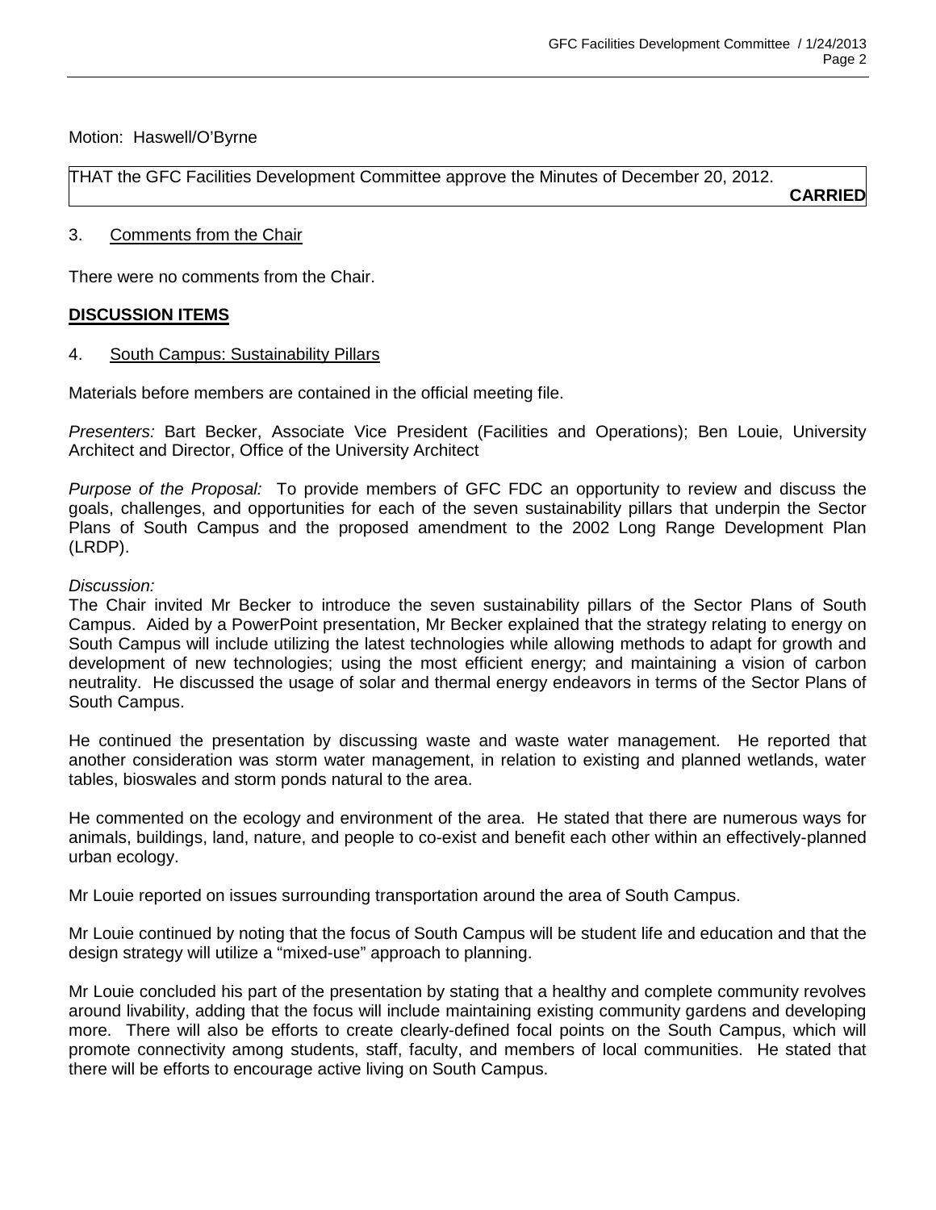Motion: Haswell/O'Byrne

THAT the GFC Facilities Development Committee approve the Minutes of December 20, 2012.

**CARRIED**

3. Comments from the Chair

There were no comments from the Chair.

**DISCUSSION ITEMS**

4. South Campus: Sustainability Pillars

Materials before members are contained in the official meeting file.

*Presenters:* Bart Becker, Associate Vice President (Facilities and Operations); Ben Louie, University Architect and Director, Office of the University Architect

*Purpose of the Proposal:* To provide members of GFC FDC an opportunity to review and discuss the goals, challenges, and opportunities for each of the seven sustainability pillars that underpin the Sector Plans of South Campus and the proposed amendment to the 2002 Long Range Development Plan (LRDP).

*Discussion:*

The Chair invited Mr Becker to introduce the seven sustainability pillars of the Sector Plans of South Campus. Aided by a PowerPoint presentation, Mr Becker explained that the strategy relating to energy on South Campus will include utilizing the latest technologies while allowing methods to adapt for growth and development of new technologies; using the most efficient energy; and maintaining a vision of carbon neutrality. He discussed the usage of solar and thermal energy endeavors in terms of the Sector Plans of South Campus.

He continued the presentation by discussing waste and waste water management. He reported that another consideration was storm water management, in relation to existing and planned wetlands, water tables, bioswales and storm ponds natural to the area.

He commented on the ecology and environment of the area. He stated that there are numerous ways for animals, buildings, land, nature, and people to co-exist and benefit each other within an effectively-planned urban ecology.

Mr Louie reported on issues surrounding transportation around the area of South Campus.

Mr Louie continued by noting that the focus of South Campus will be student life and education and that the design strategy will utilize a "mixed-use" approach to planning.

Mr Louie concluded his part of the presentation by stating that a healthy and complete community revolves around livability, adding that the focus will include maintaining existing community gardens and developing more. There will also be efforts to create clearly-defined focal points on the South Campus, which will promote connectivity among students, staff, faculty, and members of local communities. He stated that there will be efforts to encourage active living on South Campus.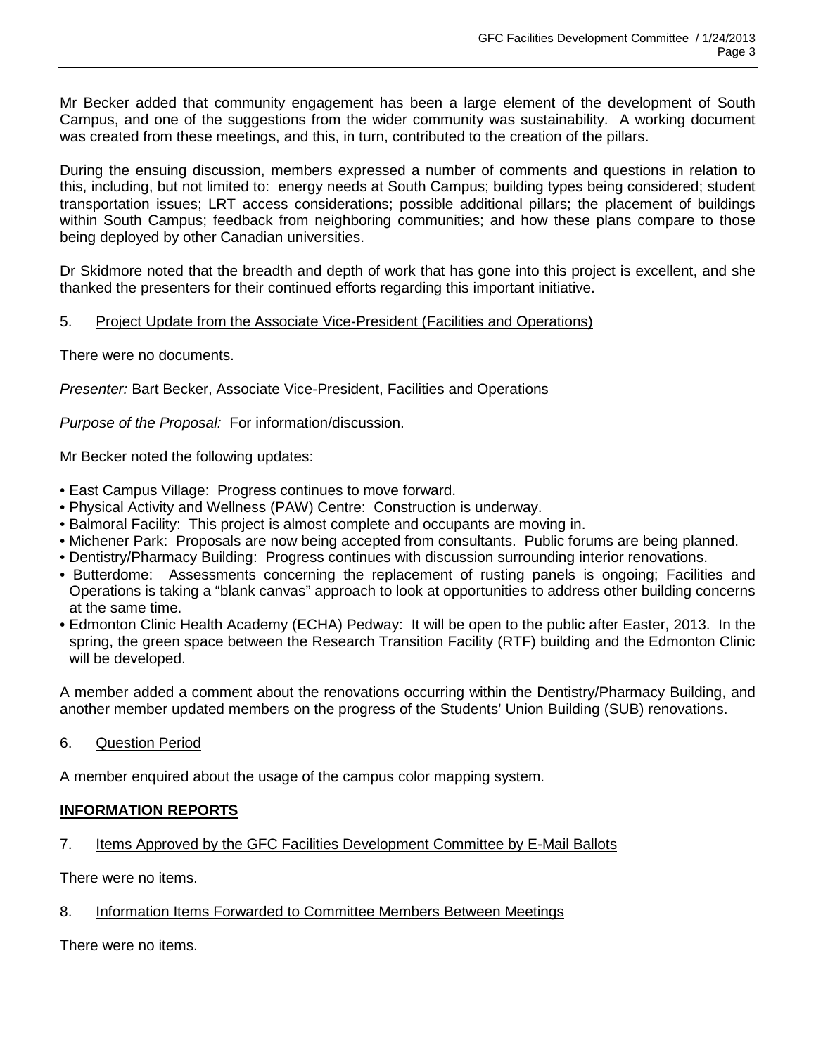Mr Becker added that community engagement has been a large element of the development of South Campus, and one of the suggestions from the wider community was sustainability. A working document was created from these meetings, and this, in turn, contributed to the creation of the pillars.

During the ensuing discussion, members expressed a number of comments and questions in relation to this, including, but not limited to: energy needs at South Campus; building types being considered; student transportation issues; LRT access considerations; possible additional pillars; the placement of buildings within South Campus; feedback from neighboring communities; and how these plans compare to those being deployed by other Canadian universities.

Dr Skidmore noted that the breadth and depth of work that has gone into this project is excellent, and she thanked the presenters for their continued efforts regarding this important initiative.

5. Project Update from the Associate Vice-President (Facilities and Operations)

There were no documents.

*Presenter:* Bart Becker, Associate Vice-President, Facilities and Operations

*Purpose of the Proposal:* For information/discussion.

Mr Becker noted the following updates:

- East Campus Village: Progress continues to move forward.
- Physical Activity and Wellness (PAW) Centre: Construction is underway.
- Balmoral Facility: This project is almost complete and occupants are moving in.
- Michener Park: Proposals are now being accepted from consultants. Public forums are being planned.
- Dentistry/Pharmacy Building: Progress continues with discussion surrounding interior renovations.
- Butterdome: Assessments concerning the replacement of rusting panels is ongoing; Facilities and Operations is taking a "blank canvas" approach to look at opportunities to address other building concerns at the same time.
- Edmonton Clinic Health Academy (ECHA) Pedway: It will be open to the public after Easter, 2013. In the spring, the green space between the Research Transition Facility (RTF) building and the Edmonton Clinic will be developed.

A member added a comment about the renovations occurring within the Dentistry/Pharmacy Building, and another member updated members on the progress of the Students' Union Building (SUB) renovations.

6. Question Period

A member enquired about the usage of the campus color mapping system.

**INFORMATION REPORTS**

7. Items Approved by the GFC Facilities Development Committee by E-Mail Ballots

There were no items.

8. Information Items Forwarded to Committee Members Between Meetings

There were no items.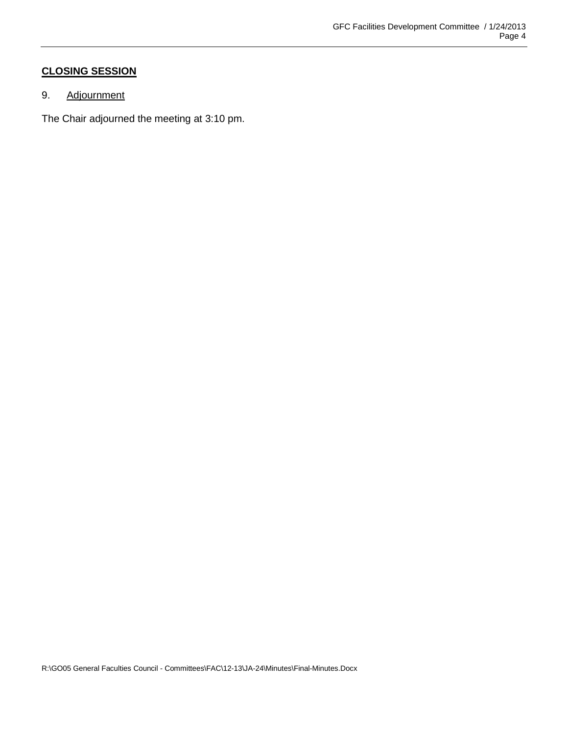## CLOSING SESSION

9. Adjournment

The Chair adjourned the meeting at 3:10 pm.

R:\GO05 General Faculties Council - Committees\FAC\12-13\JA-24\Minutes\Final-Minutes.Docx